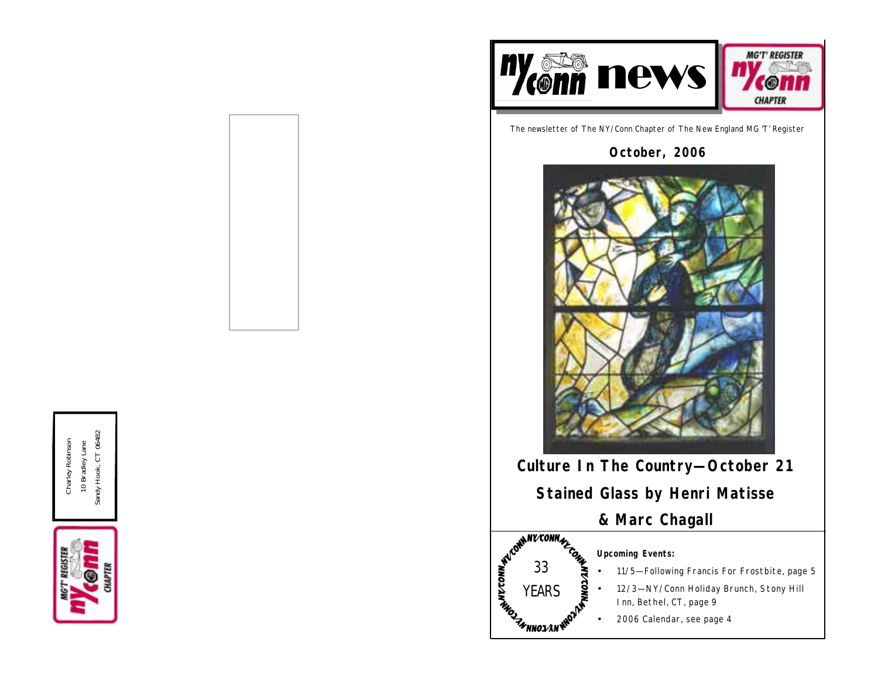Charley Robinson

10 Bradley Lane

Sandy Hook, CT 06482

MG'T' REGISTER NY/Conn CHAPTER

# NY/Conn news

MG'T' REGISTER NY/Conn CHAPTER

The newsletter of The NY/Conn Chapter of The New England MG 'T' Register

**October, 2006**

## Culture In The Country—October 21

## Stained Glass by Henri Matisse & Marc Chagall

NY/CONN 33 YEARS

**Upcoming Events:**

- 11/5—Following Francis For Frostbite, page 5
- 12/3—NY/Conn Holiday Brunch, Stony Hill Inn, Bethel, CT, page 9
- 2006 Calendar, see page 4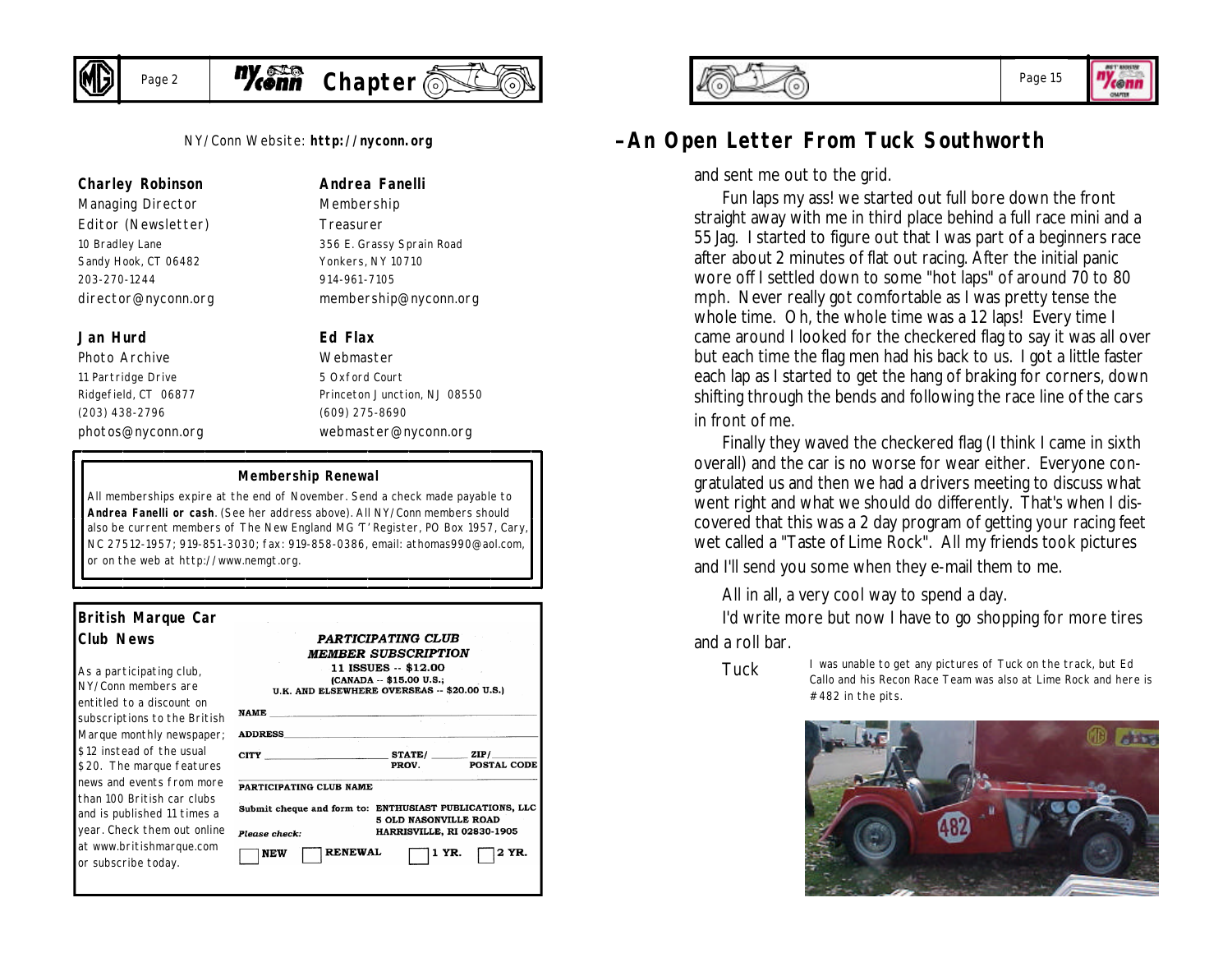NY/Conn Website: **http://nyconn.org**

**Charley Robinson**
Managing Director
Editor (Newsletter)
10 Bradley Lane
Sandy Hook, CT 06482
203-270-1244
director@nyconn.org

**Andrea Fanelli**
Membership
Treasurer
356 E. Grassy Sprain Road
Yonkers, NY 10710
914-961-7105
membership@nyconn.org

**Jan Hurd**
Photo Archive
11 Partridge Drive
Ridgefield, CT 06877
(203) 438-2796
photos@nyconn.org

**Ed Flax**
Webmaster
5 Oxford Court
Princeton Junction, NJ 08550
(609) 275-8690
webmaster@nyconn.org

### Membership Renewal

All memberships expire at the end of November. Send a check made payable to **Andrea Fanelli or cash**. (See her address above). All NY/Conn members should also be current members of The New England MG 'T' Register, PO Box 1957, Cary, NC 27512-1957; 919-851-3030; fax: 919-858-0386, email: athomas990@aol.com, or on the web at http://www.nemgt.org.

### British Marque Car Club News

As a participating club, NY/Conn members are entitled to a discount on subscriptions to the British Marque monthly newspaper; $12 instead of the usual $20. The marque features news and events from more than 100 British car clubs and is published 11 times a year. Check them out online at www.britishmarque.com or subscribe today.

***PARTICIPATING CLUB MEMBER SUBSCRIPTION***
**11 ISSUES -- $12.00**
**(CANADA -- $15.00 U.S.; U.K. AND ELSEWHERE OVERSEAS -- $20.00 U.S.)**

NAME ____________________
ADDRESS ____________________
CITY __________ STATE/PROV. ______ ZIP/POSTAL CODE ______
PARTICIPATING CLUB NAME ____________________

Submit cheque and form to: ENTHUSIAST PUBLICATIONS, LLC, 5 OLD NASONVILLE ROAD, HARRISVILLE, RI 02830-1905

*Please check:* ☐ NEW ☐ RENEWAL ☐ 1 YR. ☐ 2 YR.

## –An Open Letter From Tuck Southworth

and sent me out to the grid.

Fun laps my ass! we started out full bore down the front straight away with me in third place behind a full race mini and a 55 Jag. I started to figure out that I was part of a beginners race after about 2 minutes of flat out racing. After the initial panic wore off I settled down to some "hot laps" of around 70 to 80 mph. Never really got comfortable as I was pretty tense the whole time. Oh, the whole time was a 12 laps! Every time I came around I looked for the checkered flag to say it was all over but each time the flag men had his back to us. I got a little faster each lap as I started to get the hang of braking for corners, down shifting through the bends and following the race line of the cars in front of me.

Finally they waved the checkered flag (I think I came in sixth overall) and the car is no worse for wear either. Everyone congratulated us and then we had a drivers meeting to discuss what went right and what we should do differently. That's when I discovered that this was a 2 day program of getting your racing feet wet called a "Taste of Lime Rock". All my friends took pictures and I'll send you some when they e-mail them to me.

All in all, a very cool way to spend a day.

I'd write more but now I have to go shopping for more tires and a roll bar.

Tuck

I was unable to get any pictures of Tuck on the track, but Ed Callo and his Recon Race Team was also at Lime Rock and here is #482 in the pits.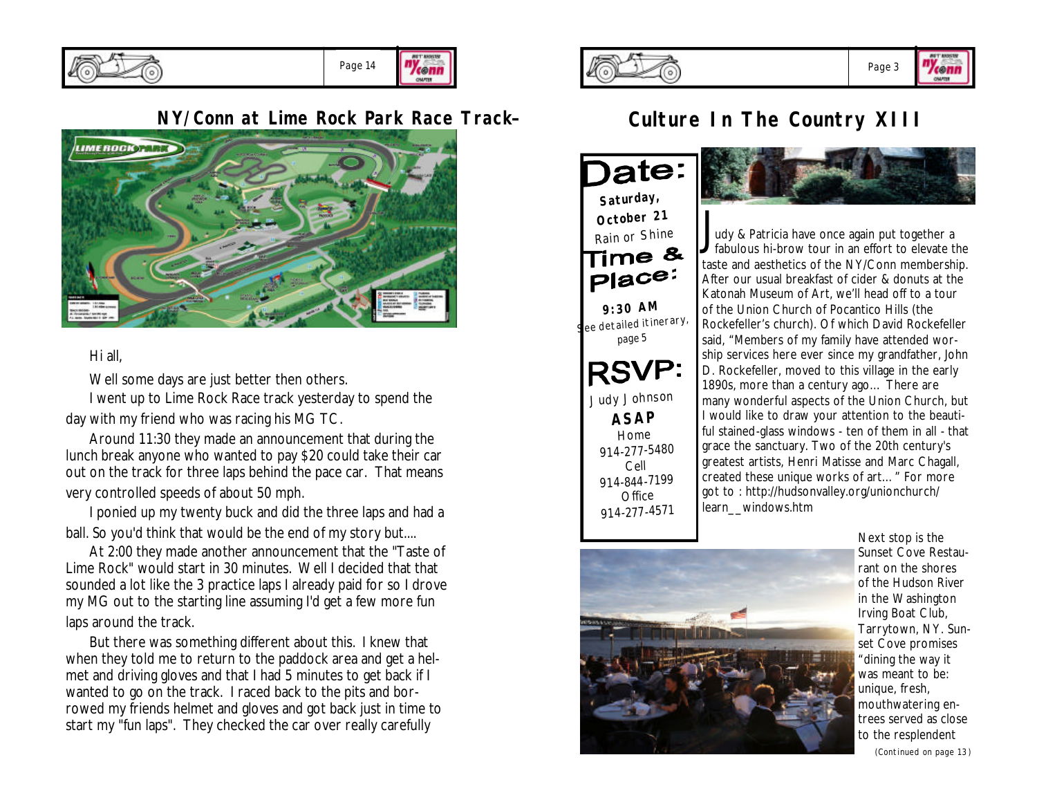## NY/Conn at Lime Rock Park Race Track–

Hi all,

Well some days are just better then others.

I went up to Lime Rock Race track yesterday to spend the day with my friend who was racing his MG TC.

Around 11:30 they made an announcement that during the lunch break anyone who wanted to pay $20 could take their car out on the track for three laps behind the pace car. That means very controlled speeds of about 50 mph.

I ponied up my twenty buck and did the three laps and had a ball. So you'd think that would be the end of my story but....

At 2:00 they made another announcement that the "Taste of Lime Rock" would start in 30 minutes. Well I decided that that sounded a lot like the 3 practice laps I already paid for so I drove my MG out to the starting line assuming I'd get a few more fun laps around the track.

But there was something different about this. I knew that when they told me to return to the paddock area and get a helmet and driving gloves and that I had 5 minutes to get back if I wanted to go on the track. I raced back to the pits and borrowed my friends helmet and gloves and got back just in time to start my "fun laps". They checked the car over really carefully

## Culture In The Country XIII

**Date:**

**Saturday, October 21**

Rain or Shine

**Time & Place:**

**9:30 AM**

See detailed itinerary, page 5

**RSVP:**

Judy Johnson

**ASAP**

Home 914-277-5480

Cell 914-844-7199

Office 914-277-4571

Judy & Patricia have once again put together a fabulous hi-brow tour in an effort to elevate the taste and aesthetics of the NY/Conn membership. After our usual breakfast of cider & donuts at the Katonah Museum of Art, we'll head off to a tour of the Union Church of Pocantico Hills (the Rockefeller's church). Of which David Rockefeller said, "Members of my family have attended worship services here ever since my grandfather, John D. Rockefeller, moved to this village in the early 1890s, more than a century ago... There are many wonderful aspects of the Union Church, but I would like to draw your attention to the beautiful stained-glass windows - ten of them in all - that grace the sanctuary. Two of the 20th century's greatest artists, Henri Matisse and Marc Chagall, created these unique works of art..." For more got to : http://hudsonvalley.org/unionchurch/learn__windows.htm

Next stop is the Sunset Cove Restaurant on the shores of the Hudson River in the Washington Irving Boat Club, Tarrytown, NY. Sunset Cove promises "dining the way it was meant to be: unique, fresh, mouthwatering entrees served as close to the resplendent

*(Continued on page 13)*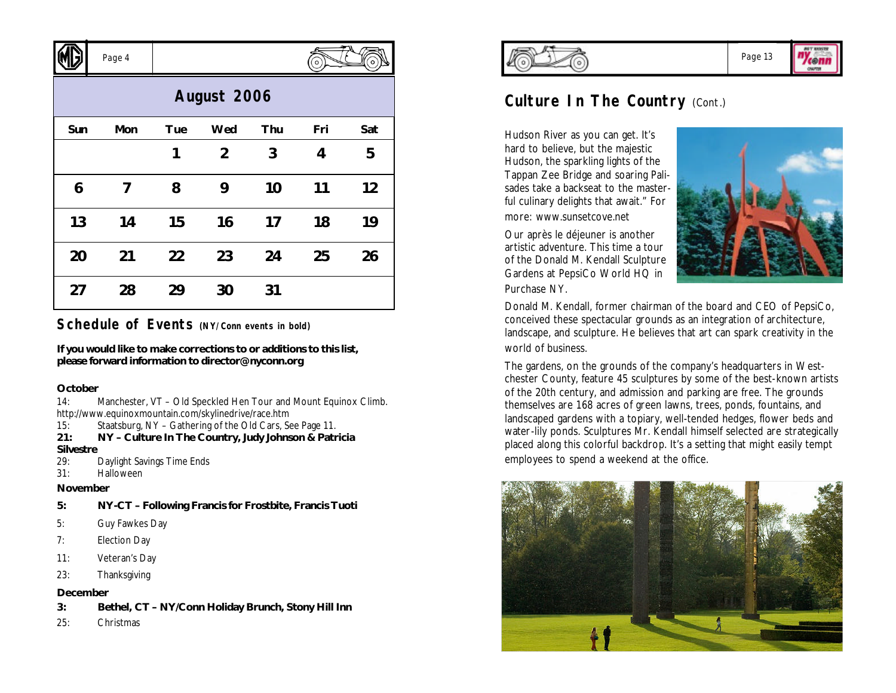## August 2006

| Sun | Mon | Tue | Wed | Thu | Fri | Sat |
|---|---|---|---|---|---|---|
| | | 1 | 2 | 3 | 4 | 5 |
| 6 | 7 | 8 | 9 | 10 | 11 | 12 |
| 13 | 14 | 15 | 16 | 17 | 18 | 19 |
| 20 | 21 | 22 | 23 | 24 | 25 | 26 |
| 27 | 28 | 29 | 30 | 31 | | |

## Schedule of Events (NY/Conn events in bold)

**If you would like to make corrections to or additions to this list, please forward information to director@nyconn.org**

**October**

14: Manchester, VT – Old Speckled Hen Tour and Mount Equinox Climb. http://www.equinoxmountain.com/skylinedrive/race.htm

15: Staatsburg, NY – Gathering of the Old Cars, See Page 11.

**21: NY – Culture In The Country, Judy Johnson & Patricia Silvestre**

29: Daylight Savings Time Ends

31: Halloween

**November**

**5: NY-CT – Following Francis for Frostbite, Francis Tuoti**

5: Guy Fawkes Day

7: Election Day

11: Veteran's Day

23: Thanksgiving

**December**

**3: Bethel, CT – NY/Conn Holiday Brunch, Stony Hill Inn**

25: Christmas

## Culture In The Country (Cont.)

Hudson River as you can get. It's hard to believe, but the majestic Hudson, the sparkling lights of the Tappan Zee Bridge and soaring Palisades take a backseat to the masterful culinary delights that await." For more: www.sunsetcove.net

Our après le déjeuner is another artistic adventure. This time a tour of the Donald M. Kendall Sculpture Gardens at PepsiCo World HQ in Purchase NY.

Donald M. Kendall, former chairman of the board and CEO of PepsiCo, conceived these spectacular grounds as an integration of architecture, landscape, and sculpture. He believes that art can spark creativity in the world of business.

The gardens, on the grounds of the company's headquarters in Westchester County, feature 45 sculptures by some of the best-known artists of the 20th century, and admission and parking are free. The grounds themselves are 168 acres of green lawns, trees, ponds, fountains, and landscaped gardens with a topiary, well-tended hedges, flower beds and water-lily ponds. Sculptures Mr. Kendall himself selected are strategically placed along this colorful backdrop. It's a setting that might easily tempt employees to spend a weekend at the office.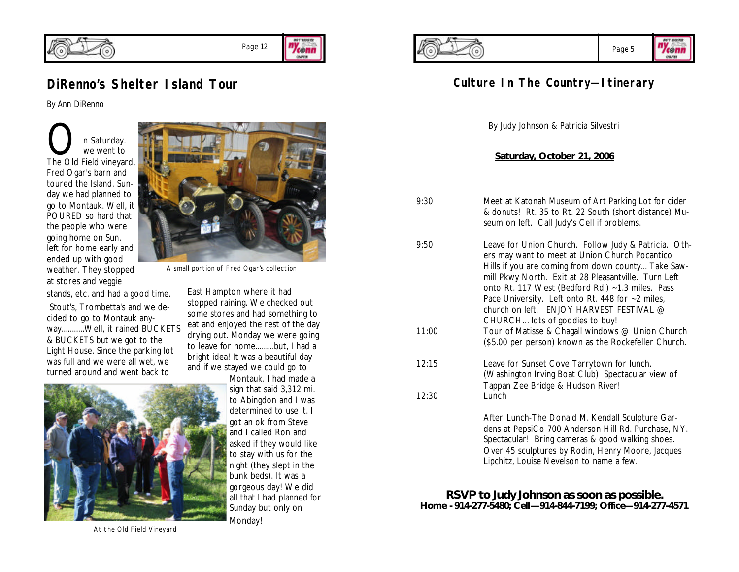## DiRenno's Shelter Island Tour

By Ann DiRenno

On Saturday. we went to The Old Field vineyard, Fred Ogar's barn and toured the Island. Sunday we had planned to go to Montauk. Well, it POURED so hard that the people who were going home on Sun. left for home early and ended up with good weather. They stopped at stores and veggie stands, etc. and had a good time.

Stout's, Trombetta's and we decided to go to Montauk anyway...........Well, it rained BUCKETS & BUCKETS but we got to the Light House. Since the parking lot was full and we were all wet, we turned around and went back to East Hampton where it had stopped raining. We checked out some stores and had something to eat and enjoyed the rest of the day drying out. Monday we were going to leave for home.........but, I had a bright idea! It was a beautiful day and if we stayed we could go to Montauk. I had made a sign that said 3,312 mi. to Abingdon and I was determined to use it. I got an ok from Steve and I called Ron and asked if they would like to stay with us for the night (they slept in the bunk beds). It was a gorgeous day! We did all that I had planned for Sunday but only on Monday!

A small portion of Fred Ogar's collection

At the Old Field Vineyard

## Culture In The Country—Itinerary

By Judy Johnson & Patricia Silvestri

**Saturday, October 21, 2006**

| | |
|---|---|
| 9:30 | Meet at Katonah Museum of Art Parking Lot for cider & donuts! Rt. 35 to Rt. 22 South (short distance) Museum on left. Call Judy's Cell if problems. |
| 9:50 | Leave for Union Church. Follow Judy & Patricia. Others may want to meet at Union Church Pocantico Hills if you are coming from down county... Take Sawmill Pkwy North. Exit at 28 Pleasantville. Turn Left onto Rt. 117 West (Bedford Rd.) ~1.3 miles. Pass Pace University. Left onto Rt. 448 for ~2 miles, church on left. ENJOY HARVEST FESTIVAL @ CHURCH... lots of goodies to buy! |
| 11:00 | Tour of Matisse & Chagall windows @ Union Church ($5.00 per person) known as the Rockefeller Church. |
| 12:15 | Leave for Sunset Cove Tarrytown for lunch. (Washington Irving Boat Club) Spectacular view of Tappan Zee Bridge & Hudson River! |
| 12:30 | Lunch |
| | After Lunch-The Donald M. Kendall Sculpture Gardens at PepsiCo 700 Anderson Hill Rd. Purchase, NY. Spectacular! Bring cameras & good walking shoes. Over 45 sculptures by Rodin, Henry Moore, Jacques Lipchitz, Louise Nevelson to name a few. |

**RSVP to Judy Johnson as soon as possible.**
**Home - 914-277-5480; Cell—914-844-7199; Office—914-277-4571**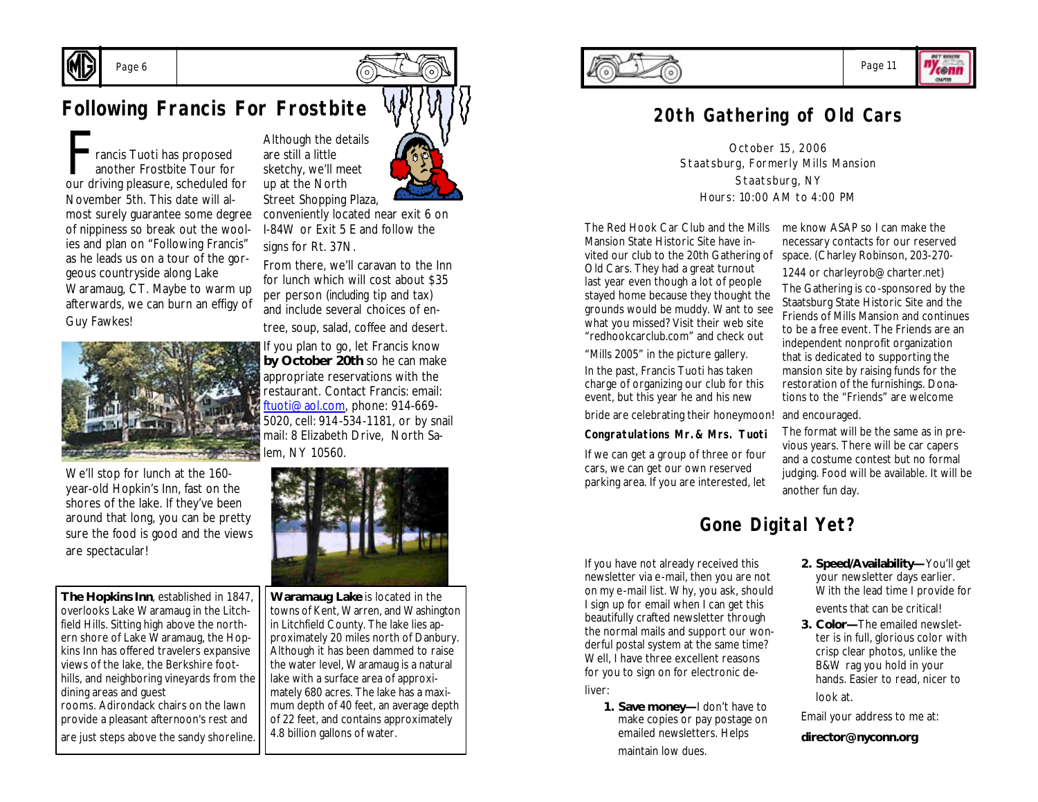# Following Francis For Frostbite

Francis Tuoti has proposed another Frostbite Tour for our driving pleasure, scheduled for November 5th. This date will almost surely guarantee some degree of nippiness so break out the woolies and plan on "Following Francis" as he leads us on a tour of the gorgeous countryside along Lake Waramaug, CT. Maybe to warm up afterwards, we can burn an effigy of Guy Fawkes!

We'll stop for lunch at the 160-year-old Hopkin's Inn, fast on the shores of the lake. If they've been around that long, you can be pretty sure the food is good and the views are spectacular!

Although the details are still a little sketchy, we'll meet up at the North Street Shopping Plaza, conveniently located near exit 6 on I-84W or Exit 5 E and follow the signs for Rt. 37N.

From there, we'll caravan to the Inn for lunch which will cost about $35 per person (including tip and tax) and include several choices of entree, soup, salad, coffee and desert.

If you plan to go, let Francis know **by October 20th** so he can make appropriate reservations with the restaurant. Contact Francis: email: ftuoti@aol.com, phone: 914-669-5020, cell: 914-534-1181, or by snail mail: 8 Elizabeth Drive, North Salem, NY 10560.

**The Hopkins Inn**, established in 1847, overlooks Lake Waramaug in the Litchfield Hills. Sitting high above the northern shore of Lake Waramaug, the Hopkins Inn has offered travelers expansive views of the lake, the Berkshire foothills, and neighboring vineyards from the dining areas and guest rooms. Adirondack chairs on the lawn provide a pleasant afternoon's rest and are just steps above the sandy shoreline.

**Waramaug Lake** is located in the towns of Kent, Warren, and Washington in Litchfield County. The lake lies approximately 20 miles north of Danbury. Although it has been dammed to raise the water level, Waramaug is a natural lake with a surface area of approximately 680 acres. The lake has a maximum depth of 40 feet, an average depth of 22 feet, and contains approximately 4.8 billion gallons of water.

# 20th Gathering of Old Cars

October 15, 2006
Staatsburg, Formerly Mills Mansion
Staatsburg, NY
Hours: 10:00 AM to 4:00 PM

The Red Hook Car Club and the Mills Mansion State Historic Site have invited our club to the 20th Gathering of Old Cars. They had a great turnout last year even though a lot of people stayed home because they thought the grounds would be muddy. Want to see what you missed? Visit their web site "redhookcarclub.com" and check out "Mills 2005" in the picture gallery.

In the past, Francis Tuoti has taken charge of organizing our club for this event, but this year he and his new bride are celebrating their honeymoon!

***Congratulations Mr. & Mrs. Tuoti***

If we can get a group of three or four cars, we can get our own reserved parking area. If you are interested, let me know ASAP so I can make the necessary contacts for our reserved space. (Charley Robinson, 203-270-1244 or charleyrob@charter.net)

The Gathering is co-sponsored by the Staatsburg State Historic Site and the Friends of Mills Mansion and continues to be a free event. The Friends are an independent nonprofit organization that is dedicated to supporting the mansion site by raising funds for the restoration of the furnishings. Donations to the "Friends" are welcome and encouraged.

The format will be the same as in previous years. There will be car capers and a costume contest but no formal judging. Food will be available. It will be another fun day.

# Gone Digital Yet?

If you have not already received this newsletter via e-mail, then you are not on my e-mail list. Why, you ask, should I sign up for email when I can get this beautifully crafted newsletter through the normal mails and support our wonderful postal system at the same time? Well, I have three excellent reasons for you to sign on for electronic deliver:

1. **Save money—**I don't have to make copies or pay postage on emailed newsletters. Helps maintain low dues.
2. **Speed/Availability—**You'll get your newsletter days earlier. With the lead time I provide for events that can be critical!
3. **Color—**The emailed newsletter is in full, glorious color with crisp clear photos, unlike the B&W rag you hold in your hands. Easier to read, nicer to look at.

Email your address to me at:

**director@nyconn.org**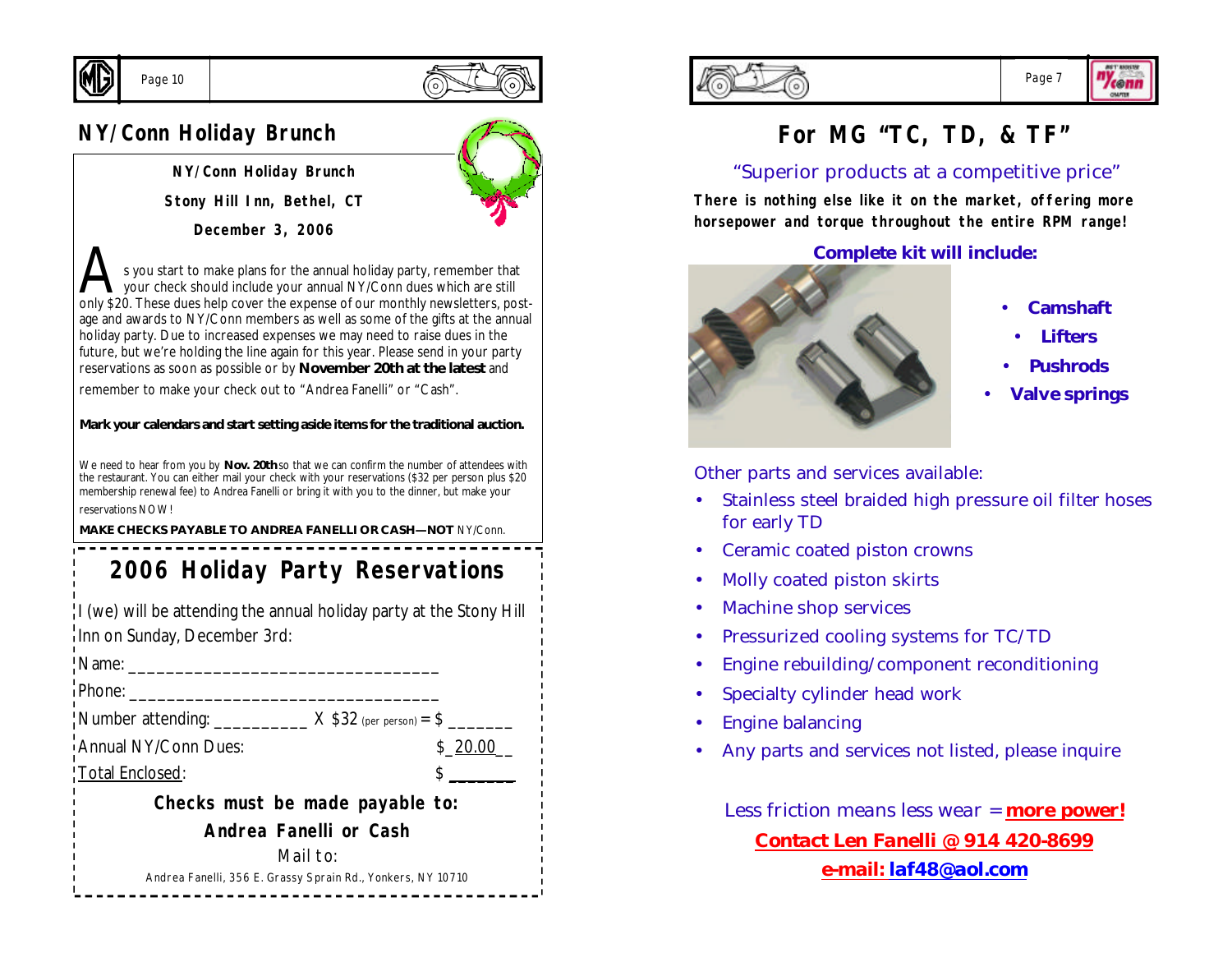## NY/Conn Holiday Brunch

**NY/Conn Holiday Brunch**

**Stony Hill Inn, Bethel, CT**

**December 3, 2006**

As you start to make plans for the annual holiday party, remember that your check should include your annual NY/Conn dues which are still only $20. These dues help cover the expense of our monthly newsletters, postage and awards to NY/Conn members as well as some of the gifts at the annual holiday party. Due to increased expenses we may need to raise dues in the future, but we're holding the line again for this year. Please send in your party reservations as soon as possible or by **November 20th at the latest** and remember to make your check out to "Andrea Fanelli" or "Cash".

**Mark your calendars and start setting aside items for the traditional auction.**

We need to hear from you by **Nov. 20th** so that we can confirm the number of attendees with the restaurant. You can either mail your check with your reservations ($32 per person plus $20 membership renewal fee) to Andrea Fanelli or bring it with you to the dinner, but make your reservations NOW!

**MAKE CHECKS PAYABLE TO ANDREA FANELLI OR CASH—NOT** NY/Conn.

## 2006 Holiday Party Reservations

I (we) will be attending the annual holiday party at the Stony Hill Inn on Sunday, December 3rd:

Name: ________________________________

Phone: ________________________________

Number attending: __________ X $32 (per person) = $ _______

Annual NY/Conn Dues: $_20.00__

Total Enclosed: $ _______

**Checks must be made payable to:**

**Andrea Fanelli or Cash**

Mail to:

Andrea Fanelli, 356 E. Grassy Sprain Rd., Yonkers, NY 10710

## For MG "TC, TD, & TF"

"Superior products at a competitive price"

**There is nothing else like it on the market, offering more horsepower and torque throughout the entire RPM range!**

**Complete kit will include:**

- **Camshaft**
- **Lifters**
- **Pushrods**
- **Valve springs**

Other parts and services available:

- Stainless steel braided high pressure oil filter hoses for early TD
- Ceramic coated piston crowns
- Molly coated piston skirts
- Machine shop services
- Pressurized cooling systems for TC/TD
- Engine rebuilding/component reconditioning
- Specialty cylinder head work
- Engine balancing
- Any parts and services not listed, please inquire

Less friction means less wear = **more power!**

**Contact Len Fanelli @ 914 420-8699**

**e-mail: laf48@aol.com**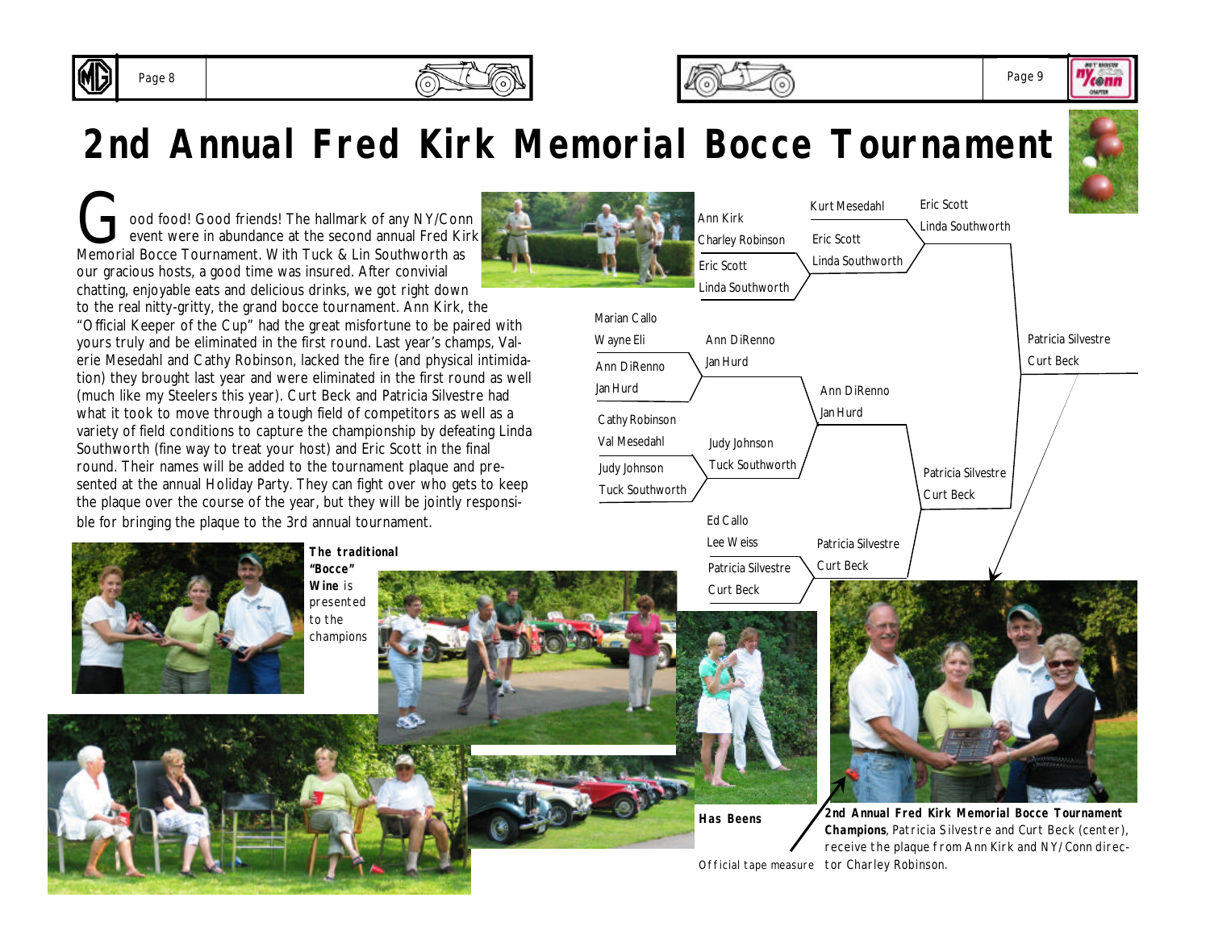# 2nd Annual Fred Kirk Memorial Bocce Tournament

Good food! Good friends! The hallmark of any NY/Conn event were in abundance at the second annual Fred Kirk Memorial Bocce Tournament. With Tuck & Lin Southworth as our gracious hosts, a good time was insured. After convivial chatting, enjoyable eats and delicious drinks, we got right down to the real nitty-gritty, the grand bocce tournament. Ann Kirk, the "Official Keeper of the Cup" had the great misfortune to be paired with yours truly and be eliminated in the first round. Last year's champs, Valerie Mesedahl and Cathy Robinson, lacked the fire (and physical intimidation) they brought last year and were eliminated in the first round as well (much like my Steelers this year). Curt Beck and Patricia Silvestre had what it took to move through a tough field of competitors as well as a variety of field conditions to capture the championship by defeating Linda Southworth (fine way to treat your host) and Eric Scott in the final round. Their names will be added to the tournament plaque and presented at the annual Holiday Party. They can fight over who gets to keep the plaque over the course of the year, but they will be jointly responsible for bringing the plaque to the 3rd annual tournament.

Ann Kirk
Charley Robinson

Eric Scott
Linda Southworth

Kurt Mesedahl

Eric Scott
Linda Southworth

Eric Scott
Linda Southworth

Marian Callo
Wayne Eli

Ann DiRenno
Jan Hurd

Ann DiRenno
Jan Hurd

Ann DiRenno
Jan Hurd

Cathy Robinson
Val Mesedahl

Judy Johnson
Tuck Southworth

Judy Johnson
Tuck Southworth

Patricia Silvestre
Curt Beck

Patricia Silvestre
Curt Beck

Ed Callo
Lee Weiss

Patricia Silvestre
Curt Beck

Patricia Silvestre
Curt Beck

**The traditional "Bocce" Wine** is presented to the champions

**Has Beens**

Official tape measure

**2nd Annual Fred Kirk Memorial Bocce Tournament Champions**, Patricia Silvestre and Curt Beck (center), receive the plaque from Ann Kirk and NY/Conn director Charley Robinson.